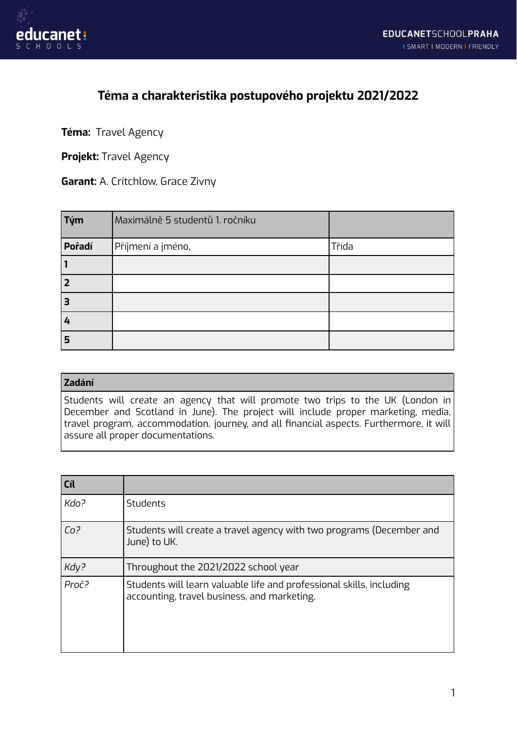# Téma a charakteristika postupového projektu 2021/2022

**Téma:** Travel Agency

**Projekt:** Travel Agency

**Garant:** A. Critchlow, Grace Zivny

| **Tým** | Maximálně 5 studentů 1. ročníku | |
|---|---|---|
| **Pořadí** | Příjmení a jméno, | Třída |
| **1** | | |
| **2** | | |
| **3** | | |
| **4** | | |
| **5** | | |

| **Zadání** |
|---|
| Students will create an agency that will promote two trips to the UK (London in December and Scotland in June). The project will include proper marketing, media, travel program, accommodation, journey, and all financial aspects. Furthermore, it will assure all proper documentations. |

| **Cíl** | |
|---|---|
| *Kdo?* | Students |
| *Co?* | Students will create a travel agency with two programs (December and June) to UK. |
| *Kdy?* | Throughout the 2021/2022 school year |
| *Proč?* | Students will learn valuable life and professional skills, including accounting, travel business, and marketing. |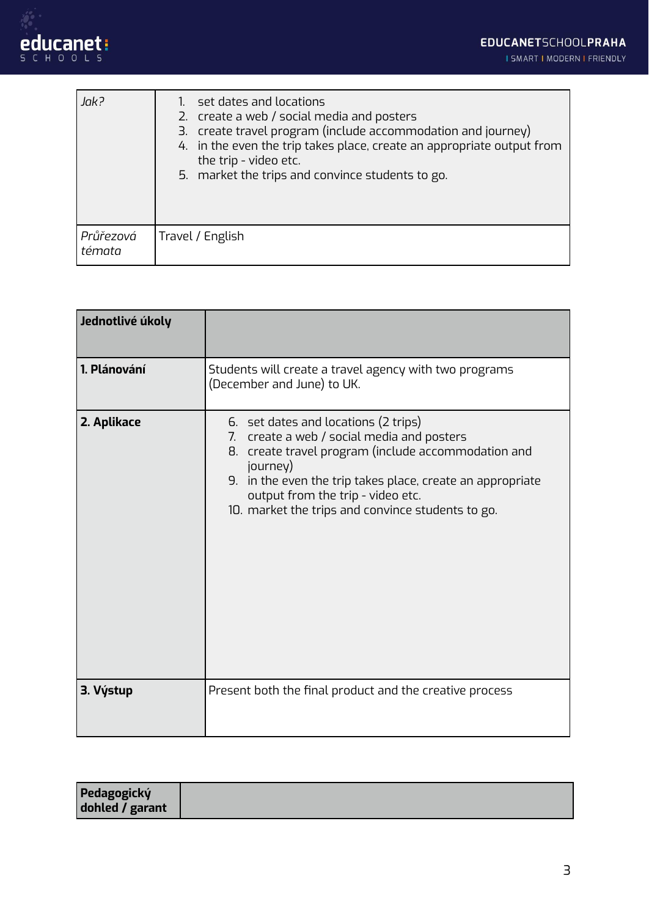| *Jak?* | 1. set dates and locations<br>2. create a web / social media and posters<br>3. create travel program (include accommodation and journey)<br>4. in the even the trip takes place, create an appropriate output from the trip - video etc.<br>5. market the trips and convince students to go. |
| --- | --- |
| *Průřezová témata* | Travel / English |

| **Jednotlivé úkoly** | |
| --- | --- |
| **1. Plánování** | Students will create a travel agency with two programs (December and June) to UK. |
| **2. Aplikace** | 6. set dates and locations (2 trips)<br>7. create a web / social media and posters<br>8. create travel program (include accommodation and journey)<br>9. in the even the trip takes place, create an appropriate output from the trip - video etc.<br>10. market the trips and convince students to go. |
| **3. Výstup** | Present both the final product and the creative process |

| **Pedagogický dohled / garant** | |
| --- | --- |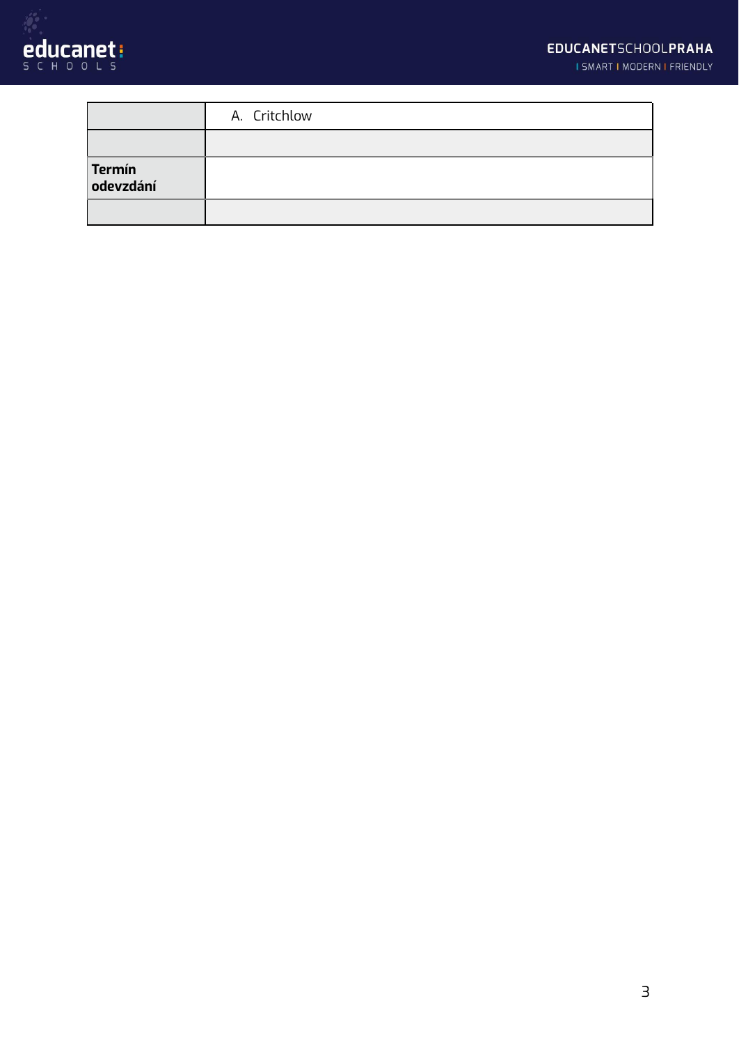| | |
|---|---|
| | A. Critchlow |
| | |
| **Termín odevzdání** | |
| | |